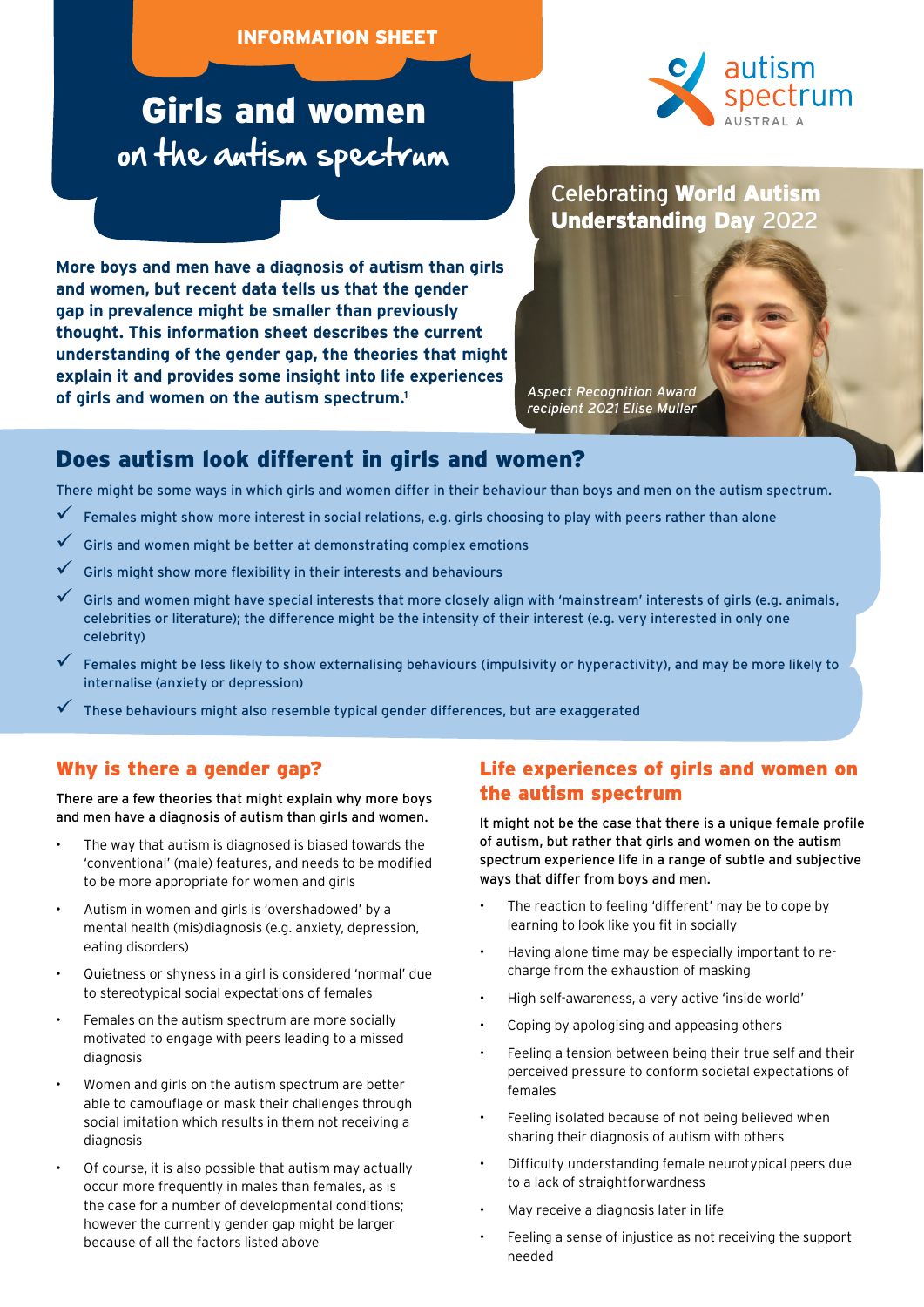INFORMATION SHEET

# Girls and women on the autism spectrum

autism spectrum AUSTRALIA

Celebrating **World Autism Understanding Day** 2022

*Aspect Recognition Award recipient 2021 Elise Muller*

**More boys and men have a diagnosis of autism than girls and women, but recent data tells us that the gender gap in prevalence might be smaller than previously thought. This information sheet describes the current understanding of the gender gap, the theories that might explain it and provides some insight into life experiences of girls and women on the autism spectrum.[1]**

## Does autism look different in girls and women?

There might be some ways in which girls and women differ in their behaviour than boys and men on the autism spectrum.

- ✓ Females might show more interest in social relations, e.g. girls choosing to play with peers rather than alone
- ✓ Girls and women might be better at demonstrating complex emotions
- ✓ Girls might show more flexibility in their interests and behaviours
- ✓ Girls and women might have special interests that more closely align with 'mainstream' interests of girls (e.g. animals, celebrities or literature); the difference might be the intensity of their interest (e.g. very interested in only one celebrity)
- ✓ Females might be less likely to show externalising behaviours (impulsivity or hyperactivity), and may be more likely to internalise (anxiety or depression)
- ✓ These behaviours might also resemble typical gender differences, but are exaggerated

## Why is there a gender gap?

There are a few theories that might explain why more boys and men have a diagnosis of autism than girls and women.

- The way that autism is diagnosed is biased towards the 'conventional' (male) features, and needs to be modified to be more appropriate for women and girls
- Autism in women and girls is 'overshadowed' by a mental health (mis)diagnosis (e.g. anxiety, depression, eating disorders)
- Quietness or shyness in a girl is considered 'normal' due to stereotypical social expectations of females
- Females on the autism spectrum are more socially motivated to engage with peers leading to a missed diagnosis
- Women and girls on the autism spectrum are better able to camouflage or mask their challenges through social imitation which results in them not receiving a diagnosis
- Of course, it is also possible that autism may actually occur more frequently in males than females, as is the case for a number of developmental conditions; however the currently gender gap might be larger because of all the factors listed above

## Life experiences of girls and women on the autism spectrum

It might not be the case that there is a unique female profile of autism, but rather that girls and women on the autism spectrum experience life in a range of subtle and subjective ways that differ from boys and men.

- The reaction to feeling 'different' may be to cope by learning to look like you fit in socially
- Having alone time may be especially important to re-charge from the exhaustion of masking
- High self-awareness, a very active 'inside world'
- Coping by apologising and appeasing others
- Feeling a tension between being their true self and their perceived pressure to conform societal expectations of females
- Feeling isolated because of not being believed when sharing their diagnosis of autism with others
- Difficulty understanding female neurotypical peers due to a lack of straightforwardness
- May receive a diagnosis later in life
- Feeling a sense of injustice as not receiving the support needed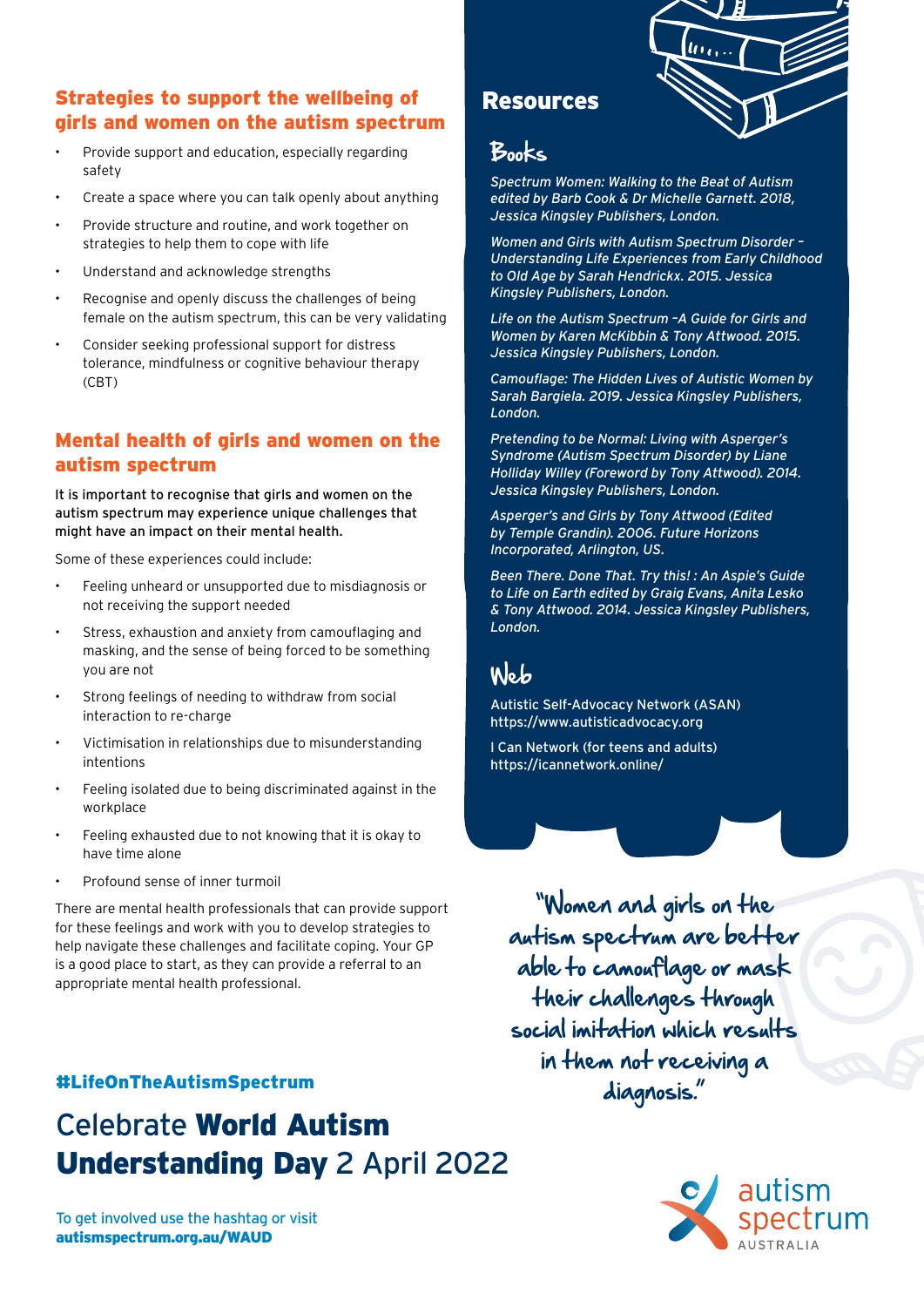## Strategies to support the wellbeing of girls and women on the autism spectrum

- Provide support and education, especially regarding safety
- Create a space where you can talk openly about anything
- Provide structure and routine, and work together on strategies to help them to cope with life
- Understand and acknowledge strengths
- Recognise and openly discuss the challenges of being female on the autism spectrum, this can be very validating
- Consider seeking professional support for distress tolerance, mindfulness or cognitive behaviour therapy (CBT)

## Mental health of girls and women on the autism spectrum

**It is important to recognise that girls and women on the autism spectrum may experience unique challenges that might have an impact on their mental health.**

Some of these experiences could include:

- Feeling unheard or unsupported due to misdiagnosis or not receiving the support needed
- Stress, exhaustion and anxiety from camouflaging and masking, and the sense of being forced to be something you are not
- Strong feelings of needing to withdraw from social interaction to re-charge
- Victimisation in relationships due to misunderstanding intentions
- Feeling isolated due to being discriminated against in the workplace
- Feeling exhausted due to not knowing that it is okay to have time alone
- Profound sense of inner turmoil

There are mental health professionals that can provide support for these feelings and work with you to develop strategies to help navigate these challenges and facilitate coping. Your GP is a good place to start, as they can provide a referral to an appropriate mental health professional.

## Resources

### Books

*Spectrum Women: Walking to the Beat of Autism edited by Barb Cook & Dr Michelle Garnett. 2018, Jessica Kingsley Publishers, London.*

*Women and Girls with Autism Spectrum Disorder – Understanding Life Experiences from Early Childhood to Old Age by Sarah Hendrickx. 2015. Jessica Kingsley Publishers, London.*

*Life on the Autism Spectrum –A Guide for Girls and Women by Karen McKibbin & Tony Attwood. 2015. Jessica Kingsley Publishers, London.*

*Camouflage: The Hidden Lives of Autistic Women by Sarah Bargiela. 2019. Jessica Kingsley Publishers, London.*

*Pretending to be Normal: Living with Asperger's Syndrome (Autism Spectrum Disorder) by Liane Holliday Willey (Foreword by Tony Attwood). 2014. Jessica Kingsley Publishers, London.*

*Asperger's and Girls by Tony Attwood (Edited by Temple Grandin). 2006. Future Horizons Incorporated, Arlington, US.*

*Been There. Done That. Try this! : An Aspie's Guide to Life on Earth edited by Graig Evans, Anita Lesko & Tony Attwood. 2014. Jessica Kingsley Publishers, London.*

### Web

Autistic Self-Advocacy Network (ASAN)
https://www.autisticadvocacy.org

I Can Network (for teens and adults)
https://icannetwork.online/

"Women and girls on the autism spectrum are better able to camouflage or mask their challenges through social imitation which results in them not receiving a diagnosis."

**#LifeOnTheAutismSpectrum**

Celebrate **World Autism Understanding Day** 2 April 2022

To get involved use the hashtag or visit **autismspectrum.org.au/WAUD**

autism spectrum AUSTRALIA